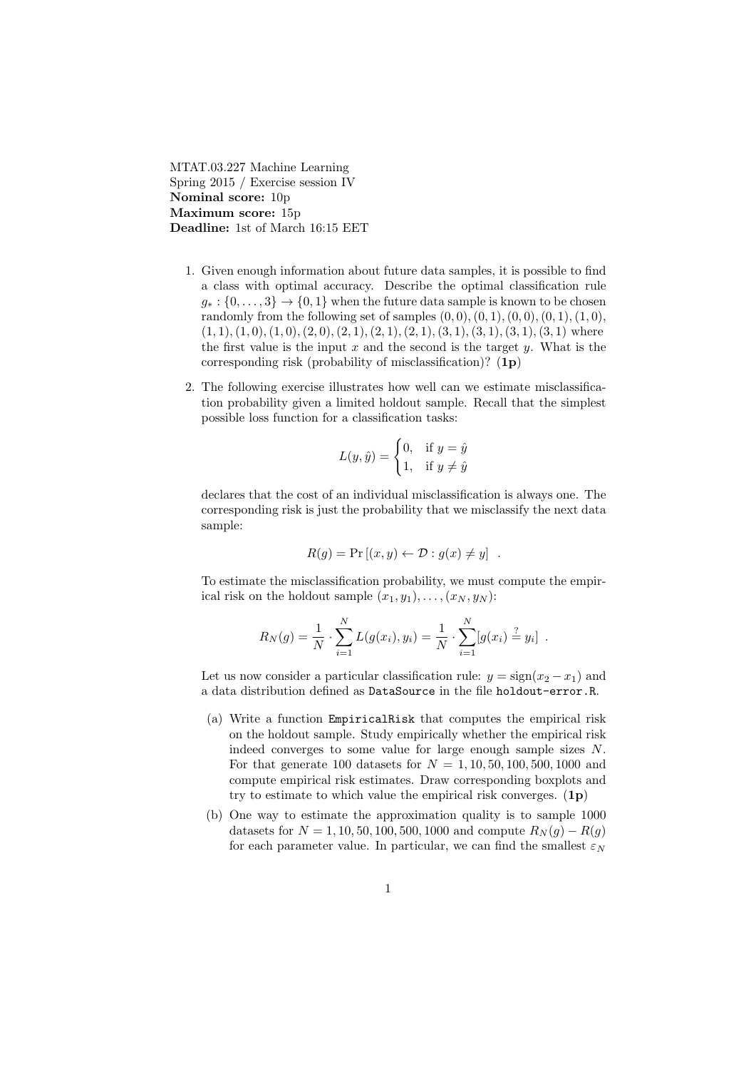MTAT.03.227 Machine Learning
Spring 2015 / Exercise session IV
**Nominal score:** 10p
**Maximum score:** 15p
**Deadline:** 1st of March 16:15 EET

1. Given enough information about future data samples, it is possible to find a class with optimal accuracy. Describe the optimal classification rule $g_* : \{0, \ldots, 3\} \to \{0, 1\}$ when the future data sample is known to be chosen randomly from the following set of samples $(0,0), (0,1), (0,0), (0,1), (1,0), (1,1), (1,0), (1,0), (2,0), (2,1), (2,1), (2,1), (3,1), (3,1), (3,1), (3,1)$ where the first value is the input $x$ and the second is the target $y$. What is the corresponding risk (probability of misclassification)? (**1p**)

2. The following exercise illustrates how well can we estimate misclassification probability given a limited holdout sample. Recall that the simplest possible loss function for a classification tasks:

$$L(y, \hat{y}) = \begin{cases} 0, & \text{if } y = \hat{y} \\ 1, & \text{if } y \neq \hat{y} \end{cases}$$

declares that the cost of an individual misclassification is always one. The corresponding risk is just the probability that we misclassify the next data sample:

$$R(g) = \Pr\left[(x, y) \leftarrow \mathcal{D} : g(x) \neq y\right] \quad .$$

To estimate the misclassification probability, we must compute the empirical risk on the holdout sample $(x_1, y_1), \ldots, (x_N, y_N)$:

$$R_N(g) = \frac{1}{N} \cdot \sum_{i=1}^{N} L(g(x_i), y_i) = \frac{1}{N} \cdot \sum_{i=1}^{N} [g(x_i) \stackrel{?}{=} y_i] \quad .$$

Let us now consider a particular classification rule: $y = \mathrm{sign}(x_2 - x_1)$ and a data distribution defined as `DataSource` in the file `holdout-error.R`.

   (a) Write a function `EmpiricalRisk` that computes the empirical risk on the holdout sample. Study empirically whether the empirical risk indeed converges to some value for large enough sample sizes $N$. For that generate 100 datasets for $N = 1, 10, 50, 100, 500, 1000$ and compute empirical risk estimates. Draw corresponding boxplots and try to estimate to which value the empirical risk converges. (**1p**)

   (b) One way to estimate the approximation quality is to sample 1000 datasets for $N = 1, 10, 50, 100, 500, 1000$ and compute $R_N(g) - R(g)$ for each parameter value. In particular, we can find the smallest $\varepsilon_N$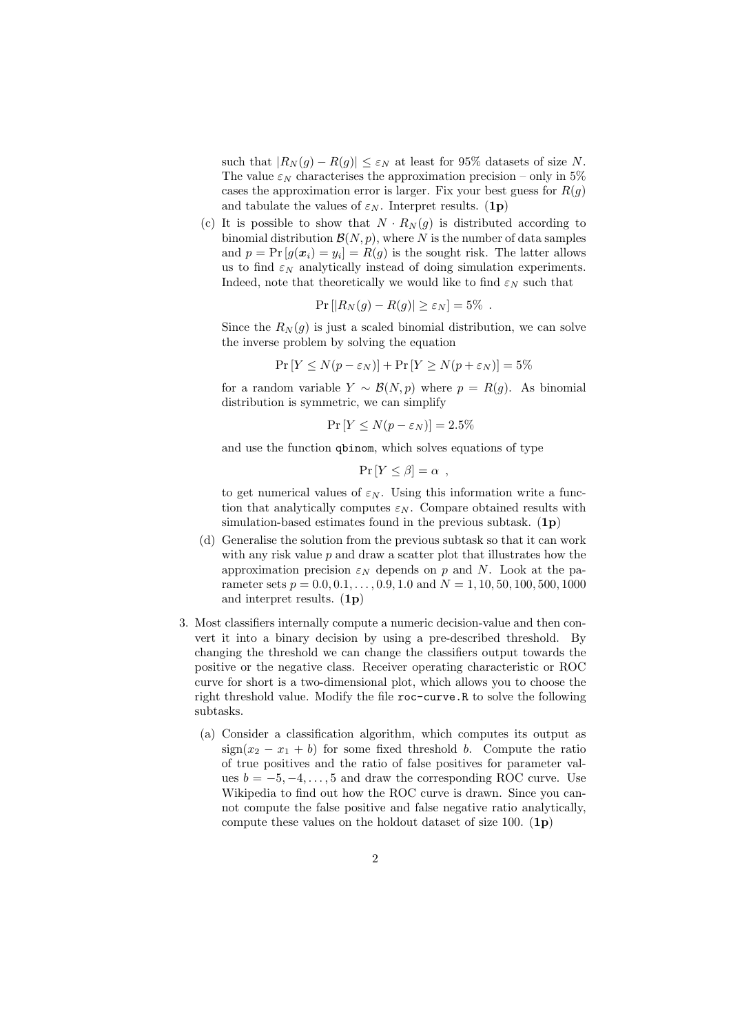such that $|R_N(g) - R(g)| \leq \varepsilon_N$ at least for 95% datasets of size $N$. The value $\varepsilon_N$ characterises the approximation precision – only in 5% cases the approximation error is larger. Fix your best guess for $R(g)$ and tabulate the values of $\varepsilon_N$. Interpret results. (**1p**)

(c) It is possible to show that $N \cdot R_N(g)$ is distributed according to binomial distribution $\mathcal{B}(N, p)$, where $N$ is the number of data samples and $p = \Pr[g(\boldsymbol{x}_i) = y_i] = R(g)$ is the sought risk. The latter allows us to find $\varepsilon_N$ analytically instead of doing simulation experiments. Indeed, note that theoretically we would like to find $\varepsilon_N$ such that

$$\Pr[|R_N(g) - R(g)| \geq \varepsilon_N] = 5\% \ .$$

Since the $R_N(g)$ is just a scaled binomial distribution, we can solve the inverse problem by solving the equation

$$\Pr[Y \leq N(p - \varepsilon_N)] + \Pr[Y \geq N(p + \varepsilon_N)] = 5\%$$

for a random variable $Y \sim \mathcal{B}(N, p)$ where $p = R(g)$. As binomial distribution is symmetric, we can simplify

$$\Pr[Y \leq N(p - \varepsilon_N)] = 2.5\%$$

and use the function `qbinom`, which solves equations of type

$$\Pr[Y \leq \beta] = \alpha \ ,$$

to get numerical values of $\varepsilon_N$. Using this information write a function that analytically computes $\varepsilon_N$. Compare obtained results with simulation-based estimates found in the previous subtask. (**1p**)

(d) Generalise the solution from the previous subtask so that it can work with any risk value $p$ and draw a scatter plot that illustrates how the approximation precision $\varepsilon_N$ depends on $p$ and $N$. Look at the parameter sets $p = 0.0, 0.1, \ldots, 0.9, 1.0$ and $N = 1, 10, 50, 100, 500, 1000$ and interpret results. (**1p**)

3. Most classifiers internally compute a numeric decision-value and then convert it into a binary decision by using a pre-described threshold. By changing the threshold we can change the classifiers output towards the positive or the negative class. Receiver operating characteristic or ROC curve for short is a two-dimensional plot, which allows you to choose the right threshold value. Modify the file `roc-curve.R` to solve the following subtasks.

   (a) Consider a classification algorithm, which computes its output as $\text{sign}(x_2 - x_1 + b)$ for some fixed threshold $b$. Compute the ratio of true positives and the ratio of false positives for parameter values $b = -5, -4, \ldots, 5$ and draw the corresponding ROC curve. Use Wikipedia to find out how the ROC curve is drawn. Since you cannot compute the false positive and false negative ratio analytically, compute these values on the holdout dataset of size 100. (**1p**)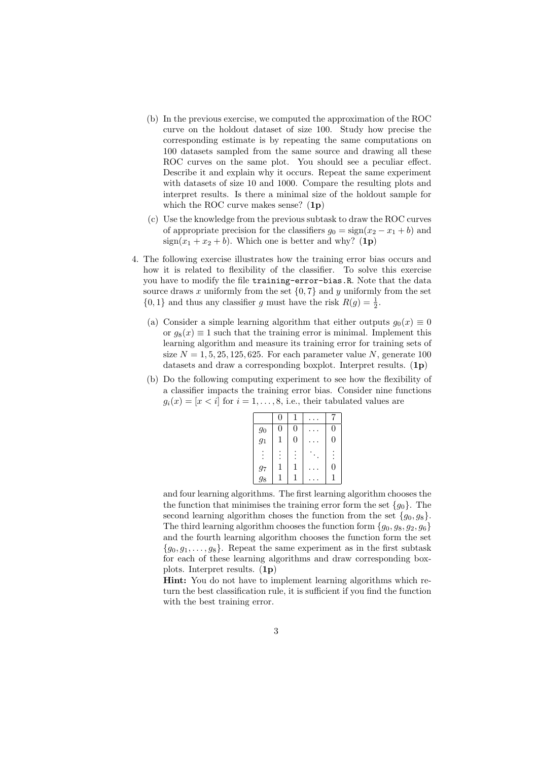(b) In the previous exercise, we computed the approximation of the ROC curve on the holdout dataset of size 100. Study how precise the corresponding estimate is by repeating the same computations on 100 datasets sampled from the same source and drawing all these ROC curves on the same plot. You should see a peculiar effect. Describe it and explain why it occurs. Repeat the same experiment with datasets of size 10 and 1000. Compare the resulting plots and interpret results. Is there a minimal size of the holdout sample for which the ROC curve makes sense? (**1p**)

(c) Use the knowledge from the previous subtask to draw the ROC curves of appropriate precision for the classifiers $g_0 = \mathrm{sign}(x_2 - x_1 + b)$ and $\mathrm{sign}(x_1 + x_2 + b)$. Which one is better and why? (**1p**)

4. The following exercise illustrates how the training error bias occurs and how it is related to flexibility of the classifier. To solve this exercise you have to modify the file `training-error-bias.R`. Note that the data source draws $x$ uniformly from the set $\{0, 7\}$ and $y$ uniformly from the set $\{0, 1\}$ and thus any classifier $g$ must have the risk $R(g) = \frac{1}{2}$.

   (a) Consider a simple learning algorithm that either outputs $g_0(x) \equiv 0$ or $g_8(x) \equiv 1$ such that the training error is minimal. Implement this learning algorithm and measure its training error for training sets of size $N = 1, 5, 25, 125, 625$. For each parameter value $N$, generate 100 datasets and draw a corresponding boxplot. Interpret results. (**1p**)

   (b) Do the following computing experiment to see how the flexibility of a classifier impacts the training error bias. Consider nine functions $g_i(x) = [x < i]$ for $i = 1, \ldots, 8$, i.e., their tabulated values are

| | 0 | 1 | ... | 7 |
|---|---|---|---|---|
| $g_0$ | 0 | 0 | ... | 0 |
| $g_1$ | 1 | 0 | ... | 0 |
| $\vdots$ | $\vdots$ | $\vdots$ | $\ddots$ | $\vdots$ |
| $g_7$ | 1 | 1 | ... | 0 |
| $g_8$ | 1 | 1 | ... | 1 |

   and four learning algorithms. The first learning algorithm chooses the the function that minimises the training error form the set $\{g_0\}$. The second learning algorithm choses the function from the set $\{g_0, g_8\}$. The third learning algorithm chooses the function form $\{g_0, g_8, g_2, g_6\}$ and the fourth learning algorithm chooses the function form the set $\{g_0, g_1, \ldots, g_8\}$. Repeat the same experiment as in the first subtask for each of these learning algorithms and draw corresponding boxplots. Interpret results. (**1p**)

   **Hint:** You do not have to implement learning algorithms which return the best classification rule, it is sufficient if you find the function with the best training error.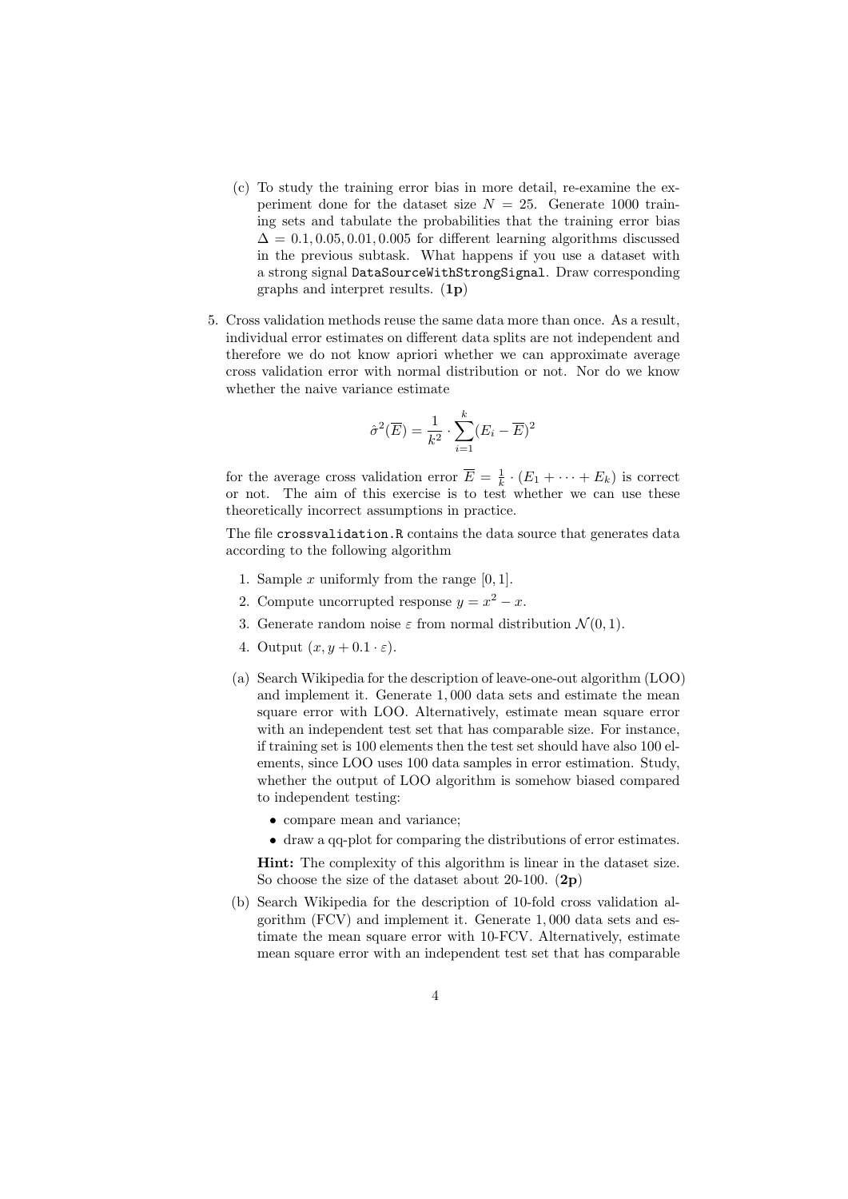(c) To study the training error bias in more detail, re-examine the experiment done for the dataset size $N = 25$. Generate 1000 training sets and tabulate the probabilities that the training error bias $\Delta = 0.1, 0.05, 0.01, 0.005$ for different learning algorithms discussed in the previous subtask. What happens if you use a dataset with a strong signal `DataSourceWithStrongSignal`. Draw corresponding graphs and interpret results. (**1p**)

5. Cross validation methods reuse the same data more than once. As a result, individual error estimates on different data splits are not independent and therefore we do not know apriori whether we can approximate average cross validation error with normal distribution or not. Nor do we know whether the naive variance estimate

$$\hat{\sigma}^2(\overline{E}) = \frac{1}{k^2} \cdot \sum_{i=1}^{k} (E_i - \overline{E})^2$$

for the average cross validation error $\overline{E} = \frac{1}{k} \cdot (E_1 + \cdots + E_k)$ is correct or not. The aim of this exercise is to test whether we can use these theoretically incorrect assumptions in practice.

The file `crossvalidation.R` contains the data source that generates data according to the following algorithm

1. Sample $x$ uniformly from the range $[0, 1]$.
2. Compute uncorrupted response $y = x^2 - x$.
3. Generate random noise $\varepsilon$ from normal distribution $\mathcal{N}(0, 1)$.
4. Output $(x, y + 0.1 \cdot \varepsilon)$.

(a) Search Wikipedia for the description of leave-one-out algorithm (LOO) and implement it. Generate 1,000 data sets and estimate the mean square error with LOO. Alternatively, estimate mean square error with an independent test set that has comparable size. For instance, if training set is 100 elements then the test set should have also 100 elements, since LOO uses 100 data samples in error estimation. Study, whether the output of LOO algorithm is somehow biased compared to independent testing:

- compare mean and variance;
- draw a qq-plot for comparing the distributions of error estimates.

**Hint:** The complexity of this algorithm is linear in the dataset size. So choose the size of the dataset about 20-100. (**2p**)

(b) Search Wikipedia for the description of 10-fold cross validation algorithm (FCV) and implement it. Generate 1,000 data sets and estimate the mean square error with 10-FCV. Alternatively, estimate mean square error with an independent test set that has comparable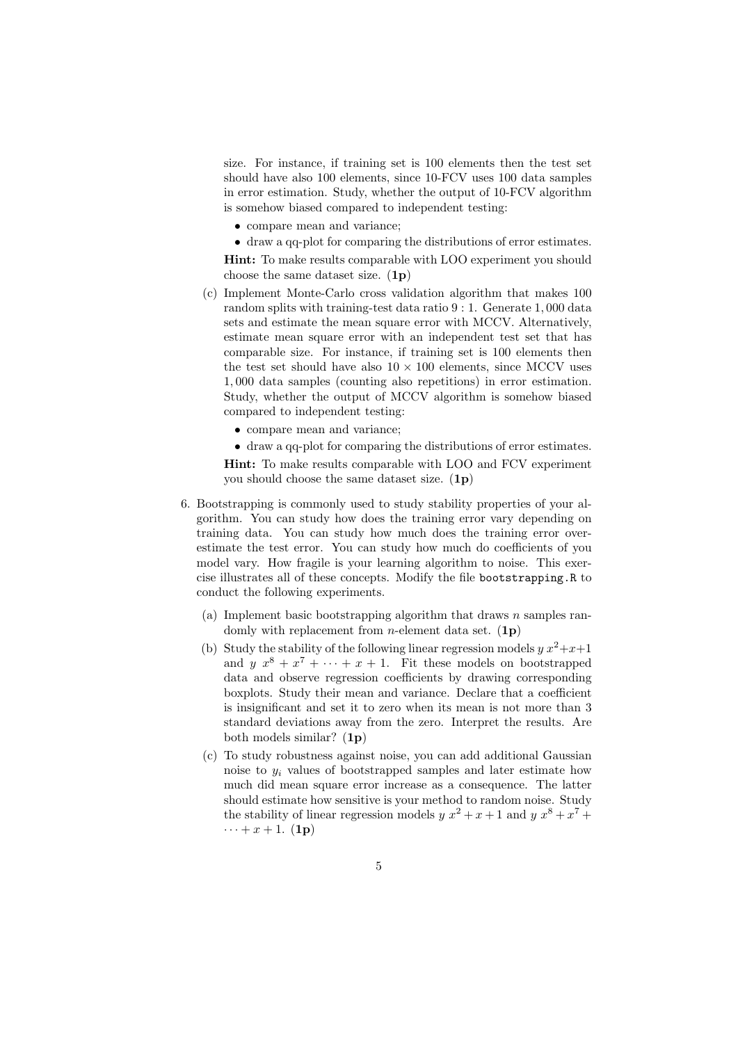size. For instance, if training set is 100 elements then the test set should have also 100 elements, since 10-FCV uses 100 data samples in error estimation. Study, whether the output of 10-FCV algorithm is somehow biased compared to independent testing:

   - compare mean and variance;
   - draw a qq-plot for comparing the distributions of error estimates.

   **Hint:** To make results comparable with LOO experiment you should choose the same dataset size. (**1p**)

(c) Implement Monte-Carlo cross validation algorithm that makes 100 random splits with training-test data ratio $9 : 1$. Generate $1,000$ data sets and estimate the mean square error with MCCV. Alternatively, estimate mean square error with an independent test set that has comparable size. For instance, if training set is 100 elements then the test set should have also $10 \times 100$ elements, since MCCV uses $1,000$ data samples (counting also repetitions) in error estimation. Study, whether the output of MCCV algorithm is somehow biased compared to independent testing:

   - compare mean and variance;
   - draw a qq-plot for comparing the distributions of error estimates.

   **Hint:** To make results comparable with LOO and FCV experiment you should choose the same dataset size. (**1p**)

6. Bootstrapping is commonly used to study stability properties of your algorithm. You can study how does the training error vary depending on training data. You can study how much does the training error overestimate the test error. You can study how much do coefficients of you model vary. How fragile is your learning algorithm to noise. This exercise illustrates all of these concepts. Modify the file `bootstrapping.R` to conduct the following experiments.

   (a) Implement basic bootstrapping algorithm that draws $n$ samples randomly with replacement from $n$-element data set. (**1p**)

   (b) Study the stability of the following linear regression models $y\ x^2+x+1$ and $y\ x^8 + x^7 + \cdots + x + 1$. Fit these models on bootstrapped data and observe regression coefficients by drawing corresponding boxplots. Study their mean and variance. Declare that a coefficient is insignificant and set it to zero when its mean is not more than 3 standard deviations away from the zero. Interpret the results. Are both models similar? (**1p**)

   (c) To study robustness against noise, you can add additional Gaussian noise to $y_i$ values of bootstrapped samples and later estimate how much did mean square error increase as a consequence. The latter should estimate how sensitive is your method to random noise. Study the stability of linear regression models $y\ x^2 + x + 1$ and $y\ x^8 + x^7 + \cdots + x + 1$. (**1p**)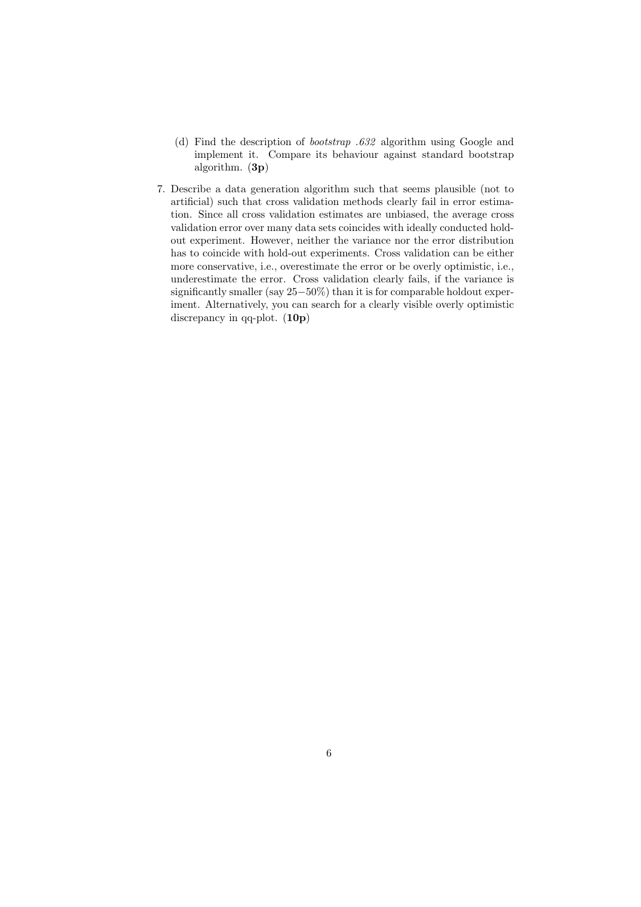(d) Find the description of *bootstrap .632* algorithm using Google and implement it. Compare its behaviour against standard bootstrap algorithm. (**3p**)

7. Describe a data generation algorithm such that seems plausible (not to artificial) such that cross validation methods clearly fail in error estimation. Since all cross validation estimates are unbiased, the average cross validation error over many data sets coincides with ideally conducted hold-out experiment. However, neither the variance nor the error distribution has to coincide with hold-out experiments. Cross validation can be either more conservative, i.e., overestimate the error or be overly optimistic, i.e., underestimate the error. Cross validation clearly fails, if the variance is significantly smaller (say $25-50\%$) than it is for comparable holdout experiment. Alternatively, you can search for a clearly visible overly optimistic discrepancy in qq-plot. (**10p**)